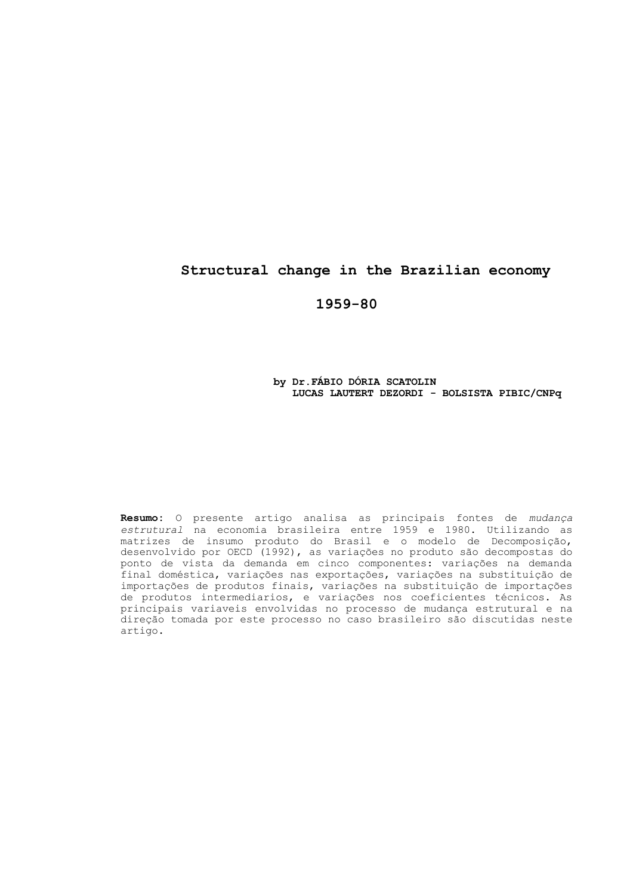# Structural change in the Brazilian economy

# 1959-80

**by Dr.FÁBIO DÓRIA SCATOLIN**
**LUCAS LAUTERT DEZORDI - BOLSISTA PIBIC/CNPq**

**Resumo**: O presente artigo analisa as principais fontes de *mudança estrutural* na economia brasileira entre 1959 e 1980. Utilizando as matrizes de insumo produto do Brasil e o modelo de Decomposição, desenvolvido por OECD (1992), as variações no produto são decompostas do ponto de vista da demanda em cinco componentes: variações na demanda final doméstica, variações nas exportações, variações na substituição de importações de produtos finais, variações na substituição de importações de produtos intermediarios, e variações nos coeficientes técnicos. As principais variaveis envolvidas no processo de mudança estrutural e na direção tomada por este processo no caso brasileiro são discutidas neste artigo.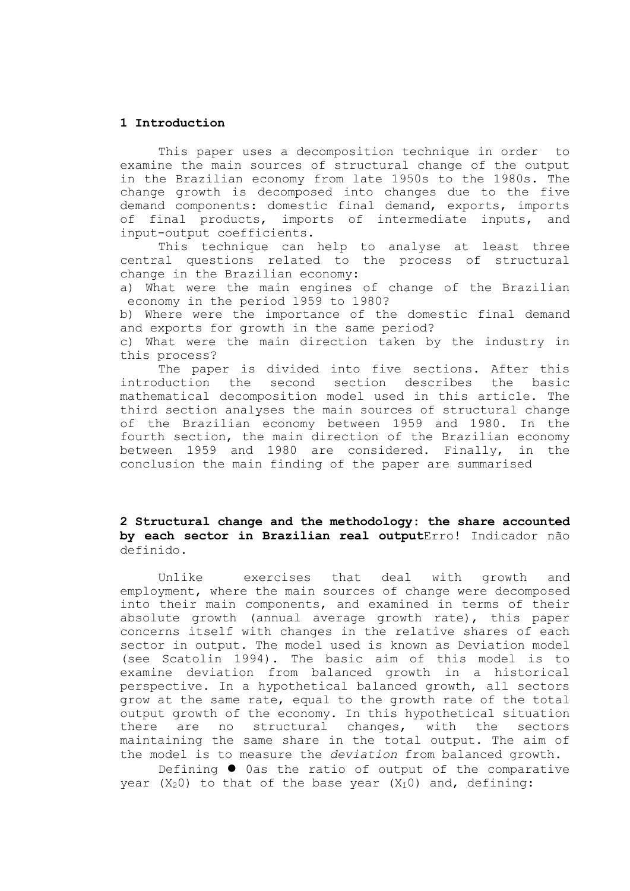## 1 Introduction

This paper uses a decomposition technique in order to examine the main sources of structural change of the output in the Brazilian economy from late 1950s to the 1980s. The change growth is decomposed into changes due to the five demand components: domestic final demand, exports, imports of final products, imports of intermediate inputs, and input-output coefficients.

This technique can help to analyse at least three central questions related to the process of structural change in the Brazilian economy:

a) What were the main engines of change of the Brazilian economy in the period 1959 to 1980?

b) Where were the importance of the domestic final demand and exports for growth in the same period?

c) What were the main direction taken by the industry in this process?

The paper is divided into five sections. After this introduction the second section describes the basic mathematical decomposition model used in this article. The third section analyses the main sources of structural change of the Brazilian economy between 1959 and 1980. In the fourth section, the main direction of the Brazilian economy between 1959 and 1980 are considered. Finally, in the conclusion the main finding of the paper are summarised

## 2 Structural change and the methodology: the share accounted by each sector in Brazilian real output

Erro! Indicador não definido.

Unlike exercises that deal with growth and employment, where the main sources of change were decomposed into their main components, and examined in terms of their absolute growth (annual average growth rate), this paper concerns itself with changes in the relative shares of each sector in output. The model used is known as Deviation model (see Scatolin 1994). The basic aim of this model is to examine deviation from balanced growth in a historical perspective. In a hypothetical balanced growth, all sectors grow at the same rate, equal to the growth rate of the total output growth of the economy. In this hypothetical situation there are no structural changes, with the sectors maintaining the same share in the total output. The aim of the model is to measure the *deviation* from balanced growth.

Defining ● 0as the ratio of output of the comparative year ($X_2 0$) to that of the base year ($X_1 0$) and, defining: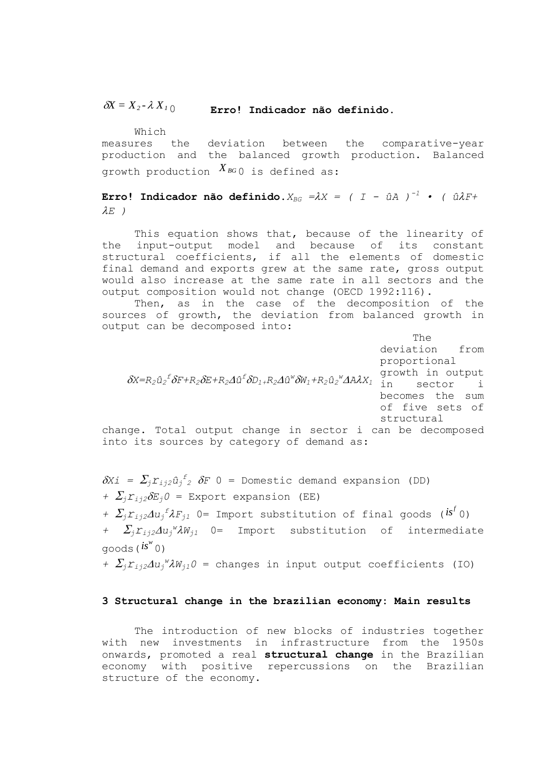$\delta X = X_2 - \lambda X_1$ 0 **Erro! Indicador não definido.**

Which measures the deviation between the comparative-year production and the balanced growth production. Balanced growth production $X_{BG}$ 0 is defined as:

**Erro! Indicador não definido.** $X_{BG} = \lambda X = ( I - \hat{u}A )^{-1} \bullet ( \hat{u}\lambda F + \lambda E )$

This equation shows that, because of the linearity of the input-output model and because of its constant structural coefficients, if all the elements of domestic final demand and exports grew at the same rate, gross output would also increase at the same rate in all sectors and the output composition would not change (OECD 1992:116).

Then, as in the case of the decomposition of the sources of growth, the deviation from balanced growth in output can be decomposed into:

$$\delta X = R_2 \hat{u}_2^{\,f} \delta F + R_2 \delta E + R_2 \Delta \hat{u}^f \delta D_1 + R_2 \Delta \hat{u}^w \delta W_1 + R_2 \hat{u}_2^{\,w} \Delta A \lambda X_1$$

The deviation from proportional growth in output in sector i becomes the sum of five sets of structural change. Total output change in sector i can be decomposed into its sources by category of demand as:

$\delta Xi = \Sigma_j r_{ij2} \hat{u}_j{}^f{}_2 \ \delta F$ 0 = Domestic demand expansion (DD)

$+ \ \Sigma_j r_{ij2} \delta E_j$ 0 = Export expansion (EE)

$+ \ \Sigma_j r_{ij2} \Delta u_j{}^f \lambda F_{j1}$ 0= Import substitution of final goods ($is^f$ 0)

$+ \ \Sigma_j r_{ij2} \Delta u_j{}^w \lambda W_{j1}$ 0= Import substitution of intermediate goods($is^w$ 0)

$+ \ \Sigma_j r_{ij2} \Delta u_j{}^w \lambda W_{j1}$ 0 = changes in input output coefficients (IO)

## 3 Structural change in the brazilian economy: Main results

The introduction of new blocks of industries together with new investments in infrastructure from the 1950s onwards, promoted a real **structural change** in the Brazilian economy with positive repercussions on the Brazilian structure of the economy.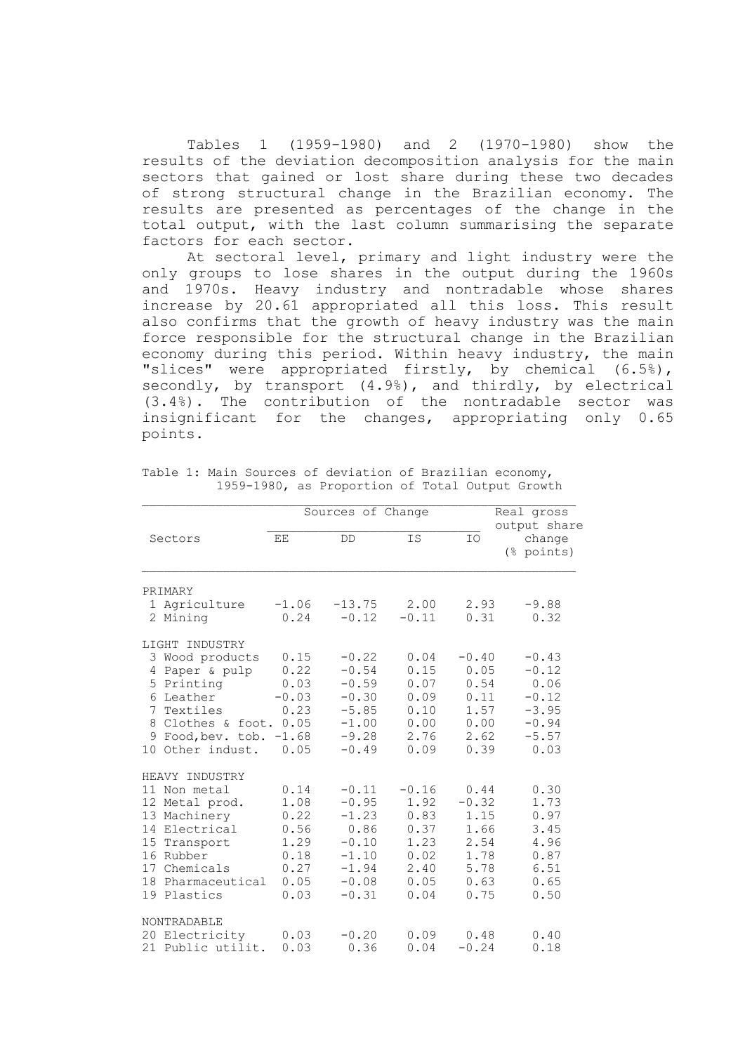Tables 1 (1959-1980) and 2 (1970-1980) show the results of the deviation decomposition analysis for the main sectors that gained or lost share during these two decades of strong structural change in the Brazilian economy. The results are presented as percentages of the change in the total output, with the last column summarising the separate factors for each sector.

At sectoral level, primary and light industry were the only groups to lose shares in the output during the 1960s and 1970s. Heavy industry and nontradable whose shares increase by 20.61 appropriated all this loss. This result also confirms that the growth of heavy industry was the main force responsible for the structural change in the Brazilian economy during this period. Within heavy industry, the main "slices" were appropriated firstly, by chemical (6.5%), secondly, by transport (4.9%), and thirdly, by electrical (3.4%). The contribution of the nontradable sector was insignificant for the changes, appropriating only 0.65 points.

Table 1: Main Sources of deviation of Brazilian economy, 1959-1980, as Proportion of Total Output Growth

| Sectors | Sources of Change | | | | Real gross output share change (% points) |
|---|---|---|---|---|---|
| | EE | DD | IS | IO | |
| PRIMARY | | | | | |
| 1 Agriculture | -1.06 | -13.75 | 2.00 | 2.93 | -9.88 |
| 2 Mining | 0.24 | -0.12 | -0.11 | 0.31 | 0.32 |
| LIGHT INDUSTRY | | | | | |
| 3 Wood products | 0.15 | -0.22 | 0.04 | -0.40 | -0.43 |
| 4 Paper & pulp | 0.22 | -0.54 | 0.15 | 0.05 | -0.12 |
| 5 Printing | 0.03 | -0.59 | 0.07 | 0.54 | 0.06 |
| 6 Leather | -0.03 | -0.30 | 0.09 | 0.11 | -0.12 |
| 7 Textiles | 0.23 | -5.85 | 0.10 | 1.57 | -3.95 |
| 8 Clothes & foot. | 0.05 | -1.00 | 0.00 | 0.00 | -0.94 |
| 9 Food,bev. tob. | -1.68 | -9.28 | 2.76 | 2.62 | -5.57 |
| 10 Other indust. | 0.05 | -0.49 | 0.09 | 0.39 | 0.03 |
| HEAVY INDUSTRY | | | | | |
| 11 Non metal | 0.14 | -0.11 | -0.16 | 0.44 | 0.30 |
| 12 Metal prod. | 1.08 | -0.95 | 1.92 | -0.32 | 1.73 |
| 13 Machinery | 0.22 | -1.23 | 0.83 | 1.15 | 0.97 |
| 14 Electrical | 0.56 | 0.86 | 0.37 | 1.66 | 3.45 |
| 15 Transport | 1.29 | -0.10 | 1.23 | 2.54 | 4.96 |
| 16 Rubber | 0.18 | -1.10 | 0.02 | 1.78 | 0.87 |
| 17 Chemicals | 0.27 | -1.94 | 2.40 | 5.78 | 6.51 |
| 18 Pharmaceutical | 0.05 | -0.08 | 0.05 | 0.63 | 0.65 |
| 19 Plastics | 0.03 | -0.31 | 0.04 | 0.75 | 0.50 |
| NONTRADABLE | | | | | |
| 20 Electricity | 0.03 | -0.20 | 0.09 | 0.48 | 0.40 |
| 21 Public utilit. | 0.03 | 0.36 | 0.04 | -0.24 | 0.18 |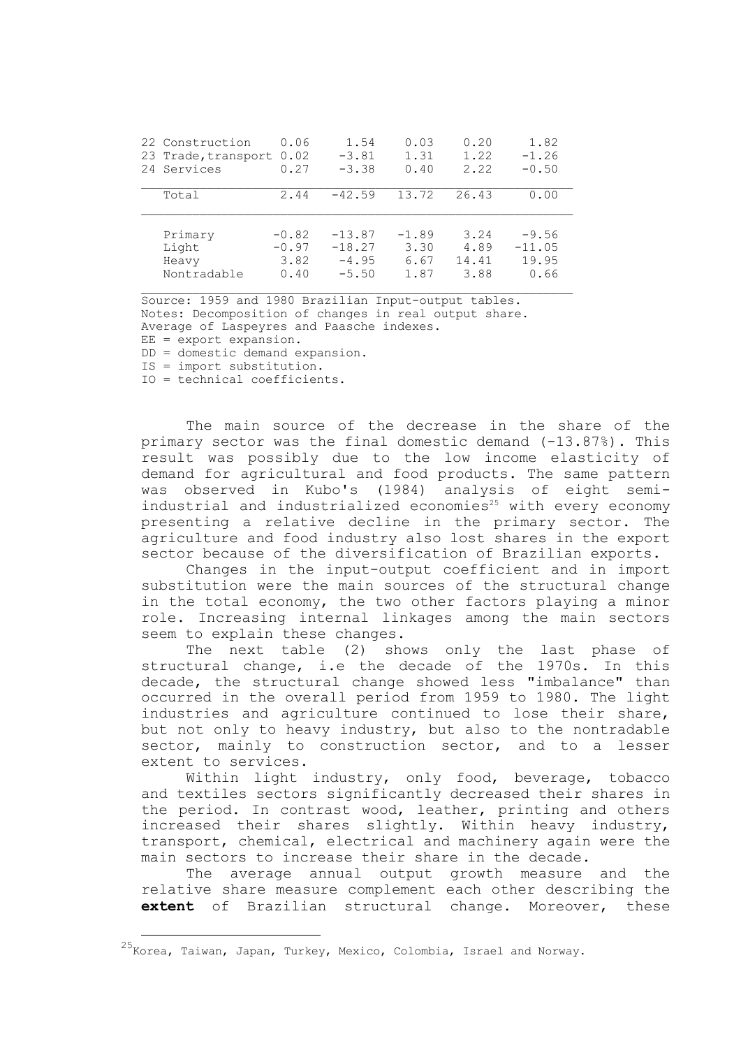| | | | | | |
|---|---|---|---|---|---|
| 22 Construction | 0.06 | 1.54 | 0.03 | 0.20 | 1.82 |
| 23 Trade,transport | 0.02 | -3.81 | 1.31 | 1.22 | -1.26 |
| 24 Services | 0.27 | -3.38 | 0.40 | 2.22 | -0.50 |
| Total | 2.44 | -42.59 | 13.72 | 26.43 | 0.00 |
| Primary | -0.82 | -13.87 | -1.89 | 3.24 | -9.56 |
| Light | -0.97 | -18.27 | 3.30 | 4.89 | -11.05 |
| Heavy | 3.82 | -4.95 | 6.67 | 14.41 | 19.95 |
| Nontradable | 0.40 | -5.50 | 1.87 | 3.88 | 0.66 |

Source: 1959 and 1980 Brazilian Input-output tables.
Notes: Decomposition of changes in real output share.
Average of Laspeyres and Paasche indexes.
EE = export expansion.
DD = domestic demand expansion.
IS = import substitution.
IO = technical coefficients.

The main source of the decrease in the share of the primary sector was the final domestic demand (-13.87%). This result was possibly due to the low income elasticity of demand for agricultural and food products. The same pattern was observed in Kubo's (1984) analysis of eight semi-industrial and industrialized economies[25] with every economy presenting a relative decline in the primary sector. The agriculture and food industry also lost shares in the export sector because of the diversification of Brazilian exports.

Changes in the input-output coefficient and in import substitution were the main sources of the structural change in the total economy, the two other factors playing a minor role. Increasing internal linkages among the main sectors seem to explain these changes.

The next table (2) shows only the last phase of structural change, i.e the decade of the 1970s. In this decade, the structural change showed less "imbalance" than occurred in the overall period from 1959 to 1980. The light industries and agriculture continued to lose their share, but not only to heavy industry, but also to the nontradable sector, mainly to construction sector, and to a lesser extent to services.

Within light industry, only food, beverage, tobacco and textiles sectors significantly decreased their shares in the period. In contrast wood, leather, printing and others increased their shares slightly. Within heavy industry, transport, chemical, electrical and machinery again were the main sectors to increase their share in the decade.

The average annual output growth measure and the relative share measure complement each other describing the **extent** of Brazilian structural change. Moreover, these

[25] Korea, Taiwan, Japan, Turkey, Mexico, Colombia, Israel and Norway.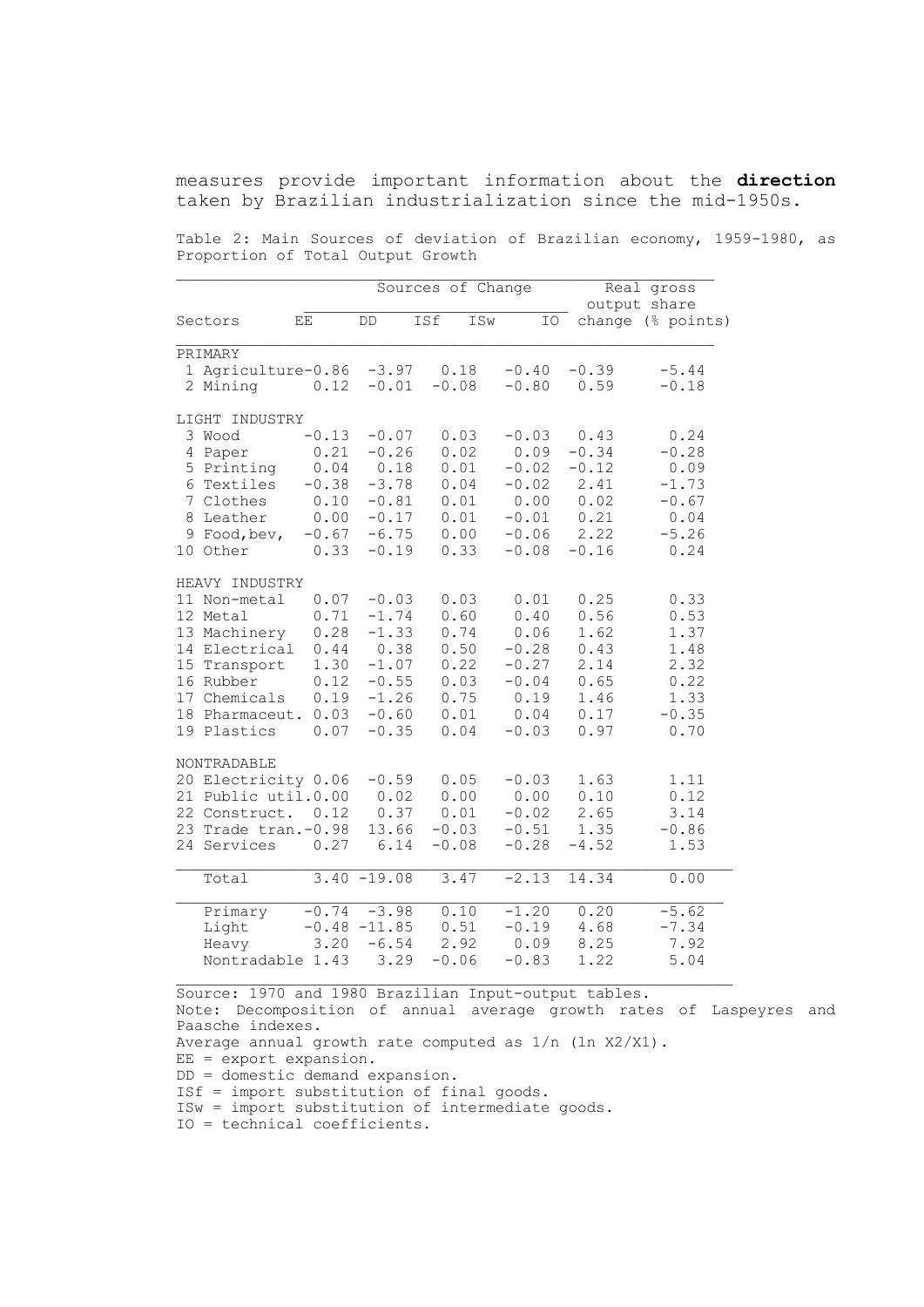measures provide important information about the **direction** taken by Brazilian industrialization since the mid-1950s.

Table 2: Main Sources of deviation of Brazilian economy, 1959-1980, as Proportion of Total Output Growth

| | Sources of Change | | | | | Real gross output share |
|---|---|---|---|---|---|---|
| Sectors | EE | DD | ISf | ISw | IO | change (% points) |
| PRIMARY | | | | | | |
| 1 Agriculture | -0.86 | -3.97 | 0.18 | -0.40 | -0.39 | -5.44 |
| 2 Mining | 0.12 | -0.01 | -0.08 | -0.80 | 0.59 | -0.18 |
| LIGHT INDUSTRY | | | | | | |
| 3 Wood | -0.13 | -0.07 | 0.03 | -0.03 | 0.43 | 0.24 |
| 4 Paper | 0.21 | -0.26 | 0.02 | 0.09 | -0.34 | -0.28 |
| 5 Printing | 0.04 | 0.18 | 0.01 | -0.02 | -0.12 | 0.09 |
| 6 Textiles | -0.38 | -3.78 | 0.04 | -0.02 | 2.41 | -1.73 |
| 7 Clothes | 0.10 | -0.81 | 0.01 | 0.00 | 0.02 | -0.67 |
| 8 Leather | 0.00 | -0.17 | 0.01 | -0.01 | 0.21 | 0.04 |
| 9 Food,bev, | -0.67 | -6.75 | 0.00 | -0.06 | 2.22 | -5.26 |
| 10 Other | 0.33 | -0.19 | 0.33 | -0.08 | -0.16 | 0.24 |
| HEAVY INDUSTRY | | | | | | |
| 11 Non-metal | 0.07 | -0.03 | 0.03 | 0.01 | 0.25 | 0.33 |
| 12 Metal | 0.71 | -1.74 | 0.60 | 0.40 | 0.56 | 0.53 |
| 13 Machinery | 0.28 | -1.33 | 0.74 | 0.06 | 1.62 | 1.37 |
| 14 Electrical | 0.44 | 0.38 | 0.50 | -0.28 | 0.43 | 1.48 |
| 15 Transport | 1.30 | -1.07 | 0.22 | -0.27 | 2.14 | 2.32 |
| 16 Rubber | 0.12 | -0.55 | 0.03 | -0.04 | 0.65 | 0.22 |
| 17 Chemicals | 0.19 | -1.26 | 0.75 | 0.19 | 1.46 | 1.33 |
| 18 Pharmaceut. | 0.03 | -0.60 | 0.01 | 0.04 | 0.17 | -0.35 |
| 19 Plastics | 0.07 | -0.35 | 0.04 | -0.03 | 0.97 | 0.70 |
| NONTRADABLE | | | | | | |
| 20 Electricity | 0.06 | -0.59 | 0.05 | -0.03 | 1.63 | 1.11 |
| 21 Public util. | 0.00 | 0.02 | 0.00 | 0.00 | 0.10 | 0.12 |
| 22 Construct. | 0.12 | 0.37 | 0.01 | -0.02 | 2.65 | 3.14 |
| 23 Trade tran. | -0.98 | 13.66 | -0.03 | -0.51 | 1.35 | -0.86 |
| 24 Services | 0.27 | 6.14 | -0.08 | -0.28 | -4.52 | 1.53 |
| Total | 3.40 | -19.08 | 3.47 | -2.13 | 14.34 | 0.00 |
| Primary | -0.74 | -3.98 | 0.10 | -1.20 | 0.20 | -5.62 |
| Light | -0.48 | -11.85 | 0.51 | -0.19 | 4.68 | -7.34 |
| Heavy | 3.20 | -6.54 | 2.92 | 0.09 | 8.25 | 7.92 |
| Nontradable | 1.43 | 3.29 | -0.06 | -0.83 | 1.22 | 5.04 |

Source: 1970 and 1980 Brazilian Input-output tables.
Note: Decomposition of annual average growth rates of Laspeyres and Paasche indexes.
Average annual growth rate computed as $1/n \, (\ln X2/X1)$.
EE = export expansion.
DD = domestic demand expansion.
ISf = import substitution of final goods.
ISw = import substitution of intermediate goods.
IO = technical coefficients.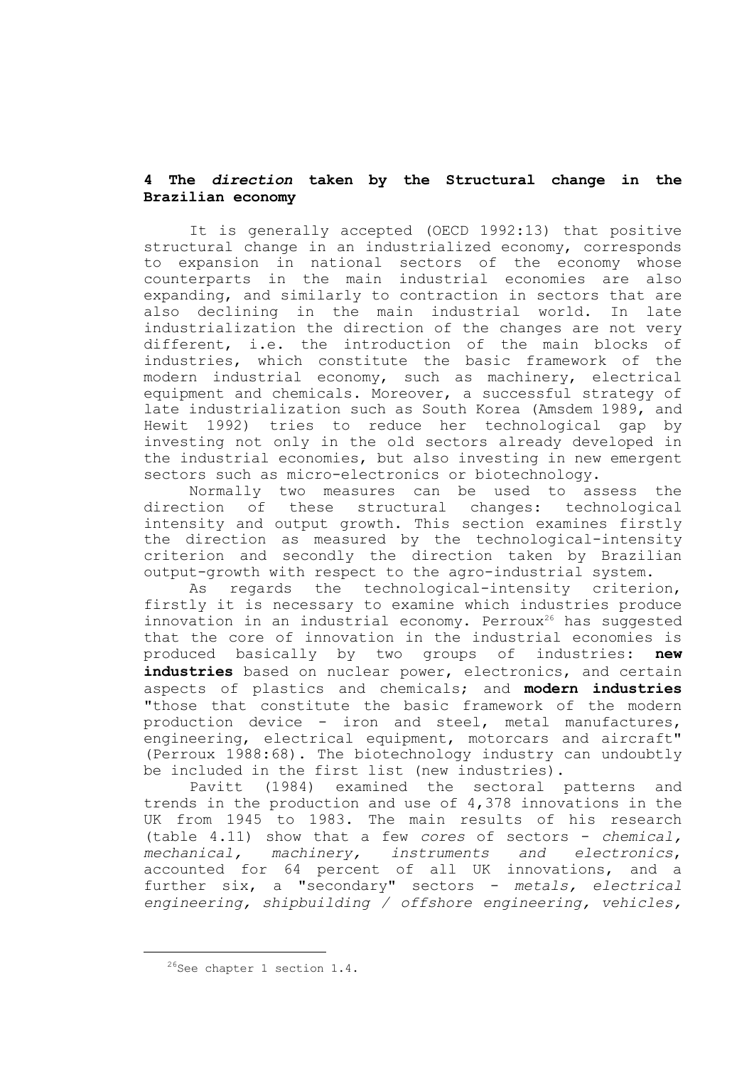## 4 The *direction* taken by the Structural change in the Brazilian economy

It is generally accepted (OECD 1992:13) that positive structural change in an industrialized economy, corresponds to expansion in national sectors of the economy whose counterparts in the main industrial economies are also expanding, and similarly to contraction in sectors that are also declining in the main industrial world. In late industrialization the direction of the changes are not very different, i.e. the introduction of the main blocks of industries, which constitute the basic framework of the modern industrial economy, such as machinery, electrical equipment and chemicals. Moreover, a successful strategy of late industrialization such as South Korea (Amsdem 1989, and Hewit 1992) tries to reduce her technological gap by investing not only in the old sectors already developed in the industrial economies, but also investing in new emergent sectors such as micro-electronics or biotechnology.

Normally two measures can be used to assess the direction of these structural changes: technological intensity and output growth. This section examines firstly the direction as measured by the technological-intensity criterion and secondly the direction taken by Brazilian output-growth with respect to the agro-industrial system.

As regards the technological-intensity criterion, firstly it is necessary to examine which industries produce innovation in an industrial economy. Perroux[26] has suggested that the core of innovation in the industrial economies is produced basically by two groups of industries: **new industries** based on nuclear power, electronics, and certain aspects of plastics and chemicals; and **modern industries** "those that constitute the basic framework of the modern production device - iron and steel, metal manufactures, engineering, electrical equipment, motorcars and aircraft" (Perroux 1988:68). The biotechnology industry can undoubtly be included in the first list (new industries).

Pavitt (1984) examined the sectoral patterns and trends in the production and use of 4,378 innovations in the UK from 1945 to 1983. The main results of his research (table 4.11) show that a few *cores* of sectors - *chemical, mechanical, machinery, instruments and electronics*, accounted for 64 percent of all UK innovations, and a further six, a "secondary" sectors - *metals, electrical engineering, shipbuilding / offshore engineering, vehicles,*

[26] See chapter 1 section 1.4.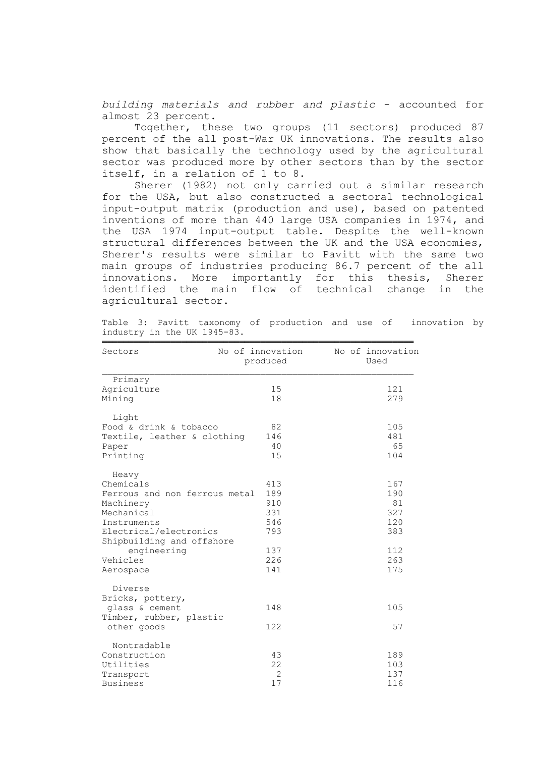*building materials and rubber and plastic* - accounted for almost 23 percent.

Together, these two groups (11 sectors) produced 87 percent of the all post-War UK innovations. The results also show that basically the technology used by the agricultural sector was produced more by other sectors than by the sector itself, in a relation of 1 to 8.

Sherer (1982) not only carried out a similar research for the USA, but also constructed a sectoral technological input-output matrix (production and use), based on patented inventions of more than 440 large USA companies in 1974, and the USA 1974 input-output table. Despite the well-known structural differences between the UK and the USA economies, Sherer's results were similar to Pavitt with the same two main groups of industries producing 86.7 percent of the all innovations. More importantly for this thesis, Sherer identified the main flow of technical change in the agricultural sector.

Table 3: Pavitt taxonomy of production and use of innovation by industry in the UK 1945-83.

| Sectors | No of innovation produced | No of innovation Used |
|---|---|---|
| Primary | | |
| Agriculture | 15 | 121 |
| Mining | 18 | 279 |
| Light | | |
| Food & drink & tobacco | 82 | 105 |
| Textile, leather & clothing | 146 | 481 |
| Paper | 40 | 65 |
| Printing | 15 | 104 |
| Heavy | | |
| Chemicals | 413 | 167 |
| Ferrous and non ferrous metal | 189 | 190 |
| Machinery | 910 | 81 |
| Mechanical | 331 | 327 |
| Instruments | 546 | 120 |
| Electrical/electronics | 793 | 383 |
| Shipbuilding and offshore engineering | 137 | 112 |
| Vehicles | 226 | 263 |
| Aerospace | 141 | 175 |
| Diverse | | |
| Bricks, pottery, glass & cement | 148 | 105 |
| Timber, rubber, plastic other goods | 122 | 57 |
| Nontradable | | |
| Construction | 43 | 189 |
| Utilities | 22 | 103 |
| Transport | 2 | 137 |
| Business | 17 | 116 |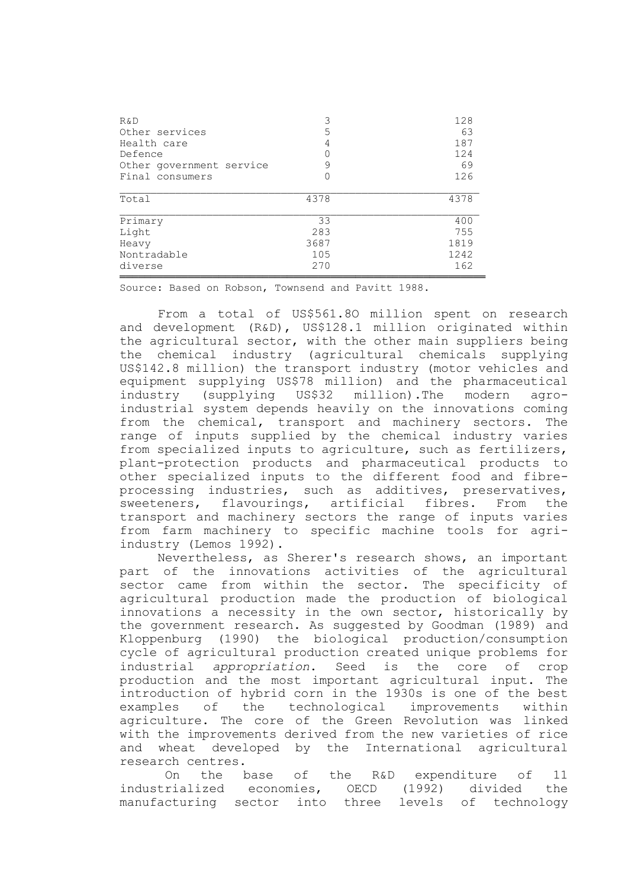| | | |
|---|---|---|
| R&D | 3 | 128 |
| Other services | 5 | 63 |
| Health care | 4 | 187 |
| Defence | 0 | 124 |
| Other government service | 9 | 69 |
| Final consumers | 0 | 126 |
| Total | 4378 | 4378 |
| Primary | 33 | 400 |
| Light | 283 | 755 |
| Heavy | 3687 | 1819 |
| Nontradable | 105 | 1242 |
| diverse | 270 | 162 |

Source: Based on Robson, Townsend and Pavitt 1988.

From a total of US$561.8O million spent on research and development (R&D), US$128.1 million originated within the agricultural sector, with the other main suppliers being the chemical industry (agricultural chemicals supplying US$142.8 million) the transport industry (motor vehicles and equipment supplying US$78 million) and the pharmaceutical industry (supplying US$32 million).The modern agro-industrial system depends heavily on the innovations coming from the chemical, transport and machinery sectors. The range of inputs supplied by the chemical industry varies from specialized inputs to agriculture, such as fertilizers, plant-protection products and pharmaceutical products to other specialized inputs to the different food and fibre-processing industries, such as additives, preservatives, sweeteners, flavourings, artificial fibres. From the transport and machinery sectors the range of inputs varies from farm machinery to specific machine tools for agri-industry (Lemos 1992).

Nevertheless, as Sherer's research shows, an important part of the innovations activities of the agricultural sector came from within the sector. The specificity of agricultural production made the production of biological innovations a necessity in the own sector, historically by the government research. As suggested by Goodman (1989) and Kloppenburg (1990) the biological production/consumption cycle of agricultural production created unique problems for industrial *appropriation*. Seed is the core of crop production and the most important agricultural input. The introduction of hybrid corn in the 1930s is one of the best examples of the technological improvements within agriculture. The core of the Green Revolution was linked with the improvements derived from the new varieties of rice and wheat developed by the International agricultural research centres.

On the base of the R&D expenditure of 11 industrialized economies, OECD (1992) divided the manufacturing sector into three levels of technology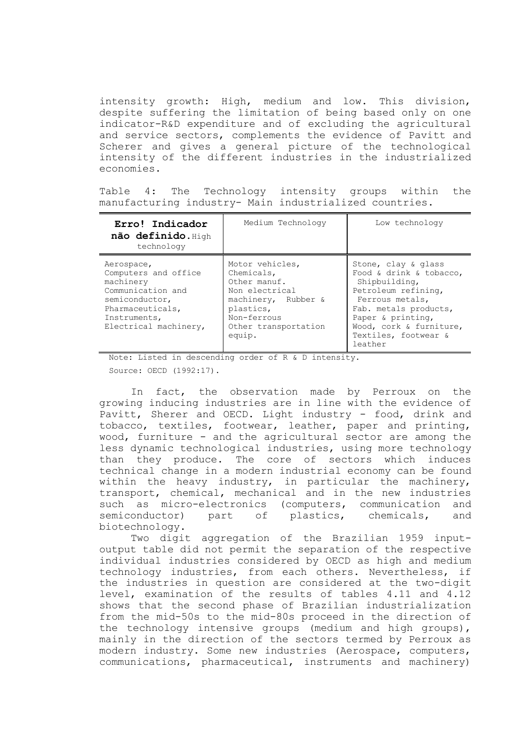intensity growth: High, medium and low. This division, despite suffering the limitation of being based only on one indicator-R&D expenditure and of excluding the agricultural and service sectors, complements the evidence of Pavitt and Scherer and gives a general picture of the technological intensity of the different industries in the industrialized economies.

Table 4: The Technology intensity groups within the manufacturing industry- Main industrialized countries.

| **Erro! Indicador não definido.** High technology | Medium Technology | Low technology |
|---|---|---|
| Aerospace, Computers and office machinery Communication and semiconductor, Pharmaceuticals, Instruments, Electrical machinery, | Motor vehicles, Chemicals, Other manuf. Non electrical machinery, Rubber & plastics, Non-ferrous Other transportation equip. | Stone, clay & glass Food & drink & tobacco, Shipbuilding, Petroleum refining, Ferrous metals, Fab. metals products, Paper & printing, Wood, cork & furniture, Textiles, footwear & leather |

Note: Listed in descending order of R & D intensity.

Source: OECD (1992:17).

In fact, the observation made by Perroux on the growing inducing industries are in line with the evidence of Pavitt, Sherer and OECD. Light industry - food, drink and tobacco, textiles, footwear, leather, paper and printing, wood, furniture - and the agricultural sector are among the less dynamic technological industries, using more technology than they produce. The core of sectors which induces technical change in a modern industrial economy can be found within the heavy industry, in particular the machinery, transport, chemical, mechanical and in the new industries such as micro-electronics (computers, communication and semiconductor) part of plastics, chemicals, and biotechnology.

Two digit aggregation of the Brazilian 1959 input-output table did not permit the separation of the respective individual industries considered by OECD as high and medium technology industries, from each others. Nevertheless, if the industries in question are considered at the two-digit level, examination of the results of tables 4.11 and 4.12 shows that the second phase of Brazilian industrialization from the mid-50s to the mid-80s proceed in the direction of the technology intensive groups (medium and high groups), mainly in the direction of the sectors termed by Perroux as modern industry. Some new industries (Aerospace, computers, communications, pharmaceutical, instruments and machinery)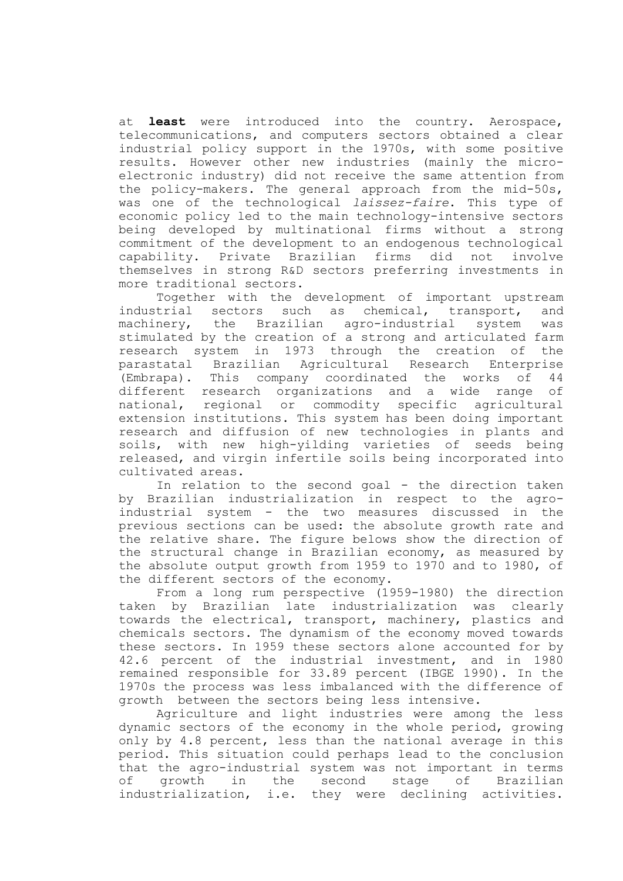at **least** were introduced into the country. Aerospace, telecommunications, and computers sectors obtained a clear industrial policy support in the 1970s, with some positive results. However other new industries (mainly the micro-electronic industry) did not receive the same attention from the policy-makers. The general approach from the mid-50s, was one of the technological *laissez-faire*. This type of economic policy led to the main technology-intensive sectors being developed by multinational firms without a strong commitment of the development to an endogenous technological capability. Private Brazilian firms did not involve themselves in strong R&D sectors preferring investments in more traditional sectors.

Together with the development of important upstream industrial sectors such as chemical, transport, and machinery, the Brazilian agro-industrial system was stimulated by the creation of a strong and articulated farm research system in 1973 through the creation of the parastatal Brazilian Agricultural Research Enterprise (Embrapa). This company coordinated the works of 44 different research organizations and a wide range of national, regional or commodity specific agricultural extension institutions. This system has been doing important research and diffusion of new technologies in plants and soils, with new high-yilding varieties of seeds being released, and virgin infertile soils being incorporated into cultivated areas.

In relation to the second goal - the direction taken by Brazilian industrialization in respect to the agro-industrial system - the two measures discussed in the previous sections can be used: the absolute growth rate and the relative share. The figure belows show the direction of the structural change in Brazilian economy, as measured by the absolute output growth from 1959 to 1970 and to 1980, of the different sectors of the economy.

From a long rum perspective (1959-1980) the direction taken by Brazilian late industrialization was clearly towards the electrical, transport, machinery, plastics and chemicals sectors. The dynamism of the economy moved towards these sectors. In 1959 these sectors alone accounted for by 42.6 percent of the industrial investment, and in 1980 remained responsible for 33.89 percent (IBGE 1990). In the 1970s the process was less imbalanced with the difference of growth between the sectors being less intensive.

Agriculture and light industries were among the less dynamic sectors of the economy in the whole period, growing only by 4.8 percent, less than the national average in this period. This situation could perhaps lead to the conclusion that the agro-industrial system was not important in terms of growth in the second stage of Brazilian industrialization, i.e. they were declining activities.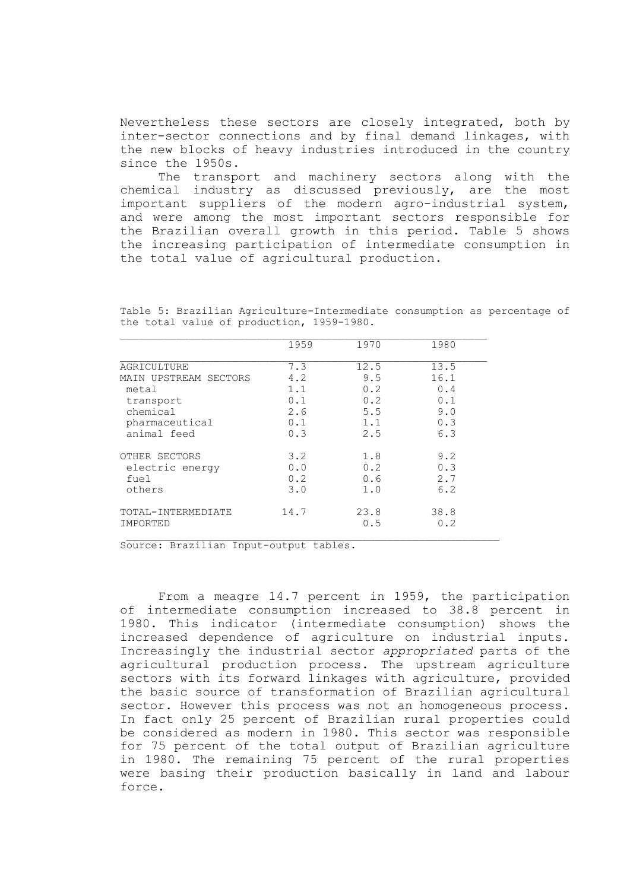Nevertheless these sectors are closely integrated, both by inter-sector connections and by final demand linkages, with the new blocks of heavy industries introduced in the country since the 1950s.

The transport and machinery sectors along with the chemical industry as discussed previously, are the most important suppliers of the modern agro-industrial system, and were among the most important sectors responsible for the Brazilian overall growth in this period. Table 5 shows the increasing participation of intermediate consumption in the total value of agricultural production.

Table 5: Brazilian Agriculture-Intermediate consumption as percentage of the total value of production, 1959-1980.

| | 1959 | 1970 | 1980 |
|---|---|---|---|
| AGRICULTURE | 7.3 | 12.5 | 13.5 |
| MAIN UPSTREAM SECTORS | 4.2 | 9.5 | 16.1 |
| metal | 1.1 | 0.2 | 0.4 |
| transport | 0.1 | 0.2 | 0.1 |
| chemical | 2.6 | 5.5 | 9.0 |
| pharmaceutical | 0.1 | 1.1 | 0.3 |
| animal feed | 0.3 | 2.5 | 6.3 |
| OTHER SECTORS | 3.2 | 1.8 | 9.2 |
| electric energy | 0.0 | 0.2 | 0.3 |
| fuel | 0.2 | 0.6 | 2.7 |
| others | 3.0 | 1.0 | 6.2 |
| TOTAL-INTERMEDIATE | 14.7 | 23.8 | 38.8 |
| IMPORTED | | 0.5 | 0.2 |

Source: Brazilian Input-output tables.

From a meagre 14.7 percent in 1959, the participation of intermediate consumption increased to 38.8 percent in 1980. This indicator (intermediate consumption) shows the increased dependence of agriculture on industrial inputs. Increasingly the industrial sector *appropriated* parts of the agricultural production process. The upstream agriculture sectors with its forward linkages with agriculture, provided the basic source of transformation of Brazilian agricultural sector. However this process was not an homogeneous process. In fact only 25 percent of Brazilian rural properties could be considered as modern in 1980. This sector was responsible for 75 percent of the total output of Brazilian agriculture in 1980. The remaining 75 percent of the rural properties were basing their production basically in land and labour force.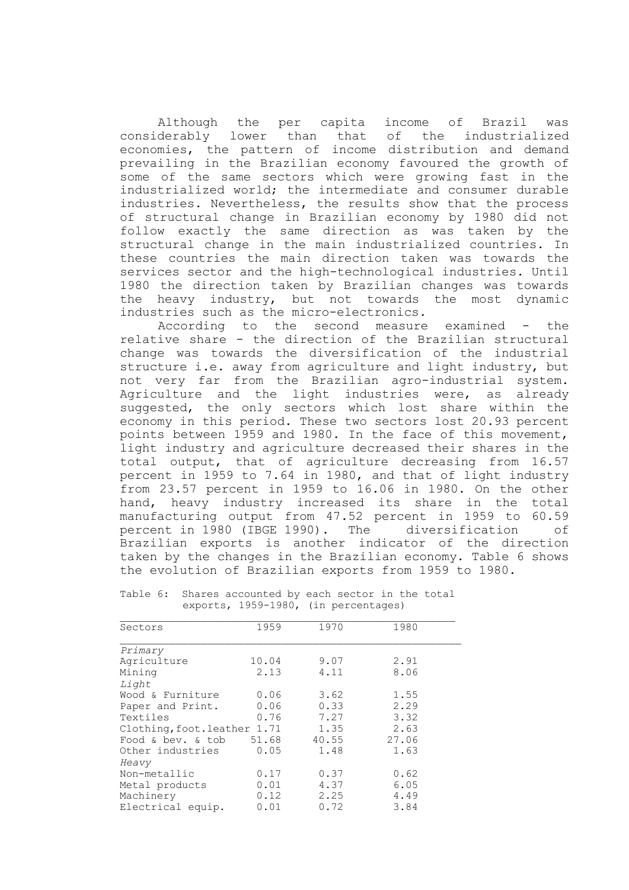Although the per capita income of Brazil was considerably lower than that of the industrialized economies, the pattern of income distribution and demand prevailing in the Brazilian economy favoured the growth of some of the same sectors which were growing fast in the industrialized world; the intermediate and consumer durable industries. Nevertheless, the results show that the process of structural change in Brazilian economy by 1980 did not follow exactly the same direction as was taken by the structural change in the main industrialized countries. In these countries the main direction taken was towards the services sector and the high-technological industries. Until 1980 the direction taken by Brazilian changes was towards the heavy industry, but not towards the most dynamic industries such as the micro-electronics.

According to the second measure examined - the relative share - the direction of the Brazilian structural change was towards the diversification of the industrial structure i.e. away from agriculture and light industry, but not very far from the Brazilian agro-industrial system. Agriculture and the light industries were, as already suggested, the only sectors which lost share within the economy in this period. These two sectors lost 20.93 percent points between 1959 and 1980. In the face of this movement, light industry and agriculture decreased their shares in the total output, that of agriculture decreasing from 16.57 percent in 1959 to 7.64 in 1980, and that of light industry from 23.57 percent in 1959 to 16.06 in 1980. On the other hand, heavy industry increased its share in the total manufacturing output from 47.52 percent in 1959 to 60.59 percent in 1980 (IBGE 1990). The diversification of Brazilian exports is another indicator of the direction taken by the changes in the Brazilian economy. Table 6 shows the evolution of Brazilian exports from 1959 to 1980.

Table 6: Shares accounted by each sector in the total exports, 1959-1980, (in percentages)

| Sectors | 1959 | 1970 | 1980 |
|---|---|---|---|
| *Primary* | | | |
| Agriculture | 10.04 | 9.07 | 2.91 |
| Mining | 2.13 | 4.11 | 8.06 |
| *Light* | | | |
| Wood & Furniture | 0.06 | 3.62 | 1.55 |
| Paper and Print. | 0.06 | 0.33 | 2.29 |
| Textiles | 0.76 | 7.27 | 3.32 |
| Clothing,foot.leather | 1.71 | 1.35 | 2.63 |
| Food & bev. & tob | 51.68 | 40.55 | 27.06 |
| Other industries | 0.05 | 1.48 | 1.63 |
| *Heavy* | | | |
| Non-metallic | 0.17 | 0.37 | 0.62 |
| Metal products | 0.01 | 4.37 | 6.05 |
| Machinery | 0.12 | 2.25 | 4.49 |
| Electrical equip. | 0.01 | 0.72 | 3.84 |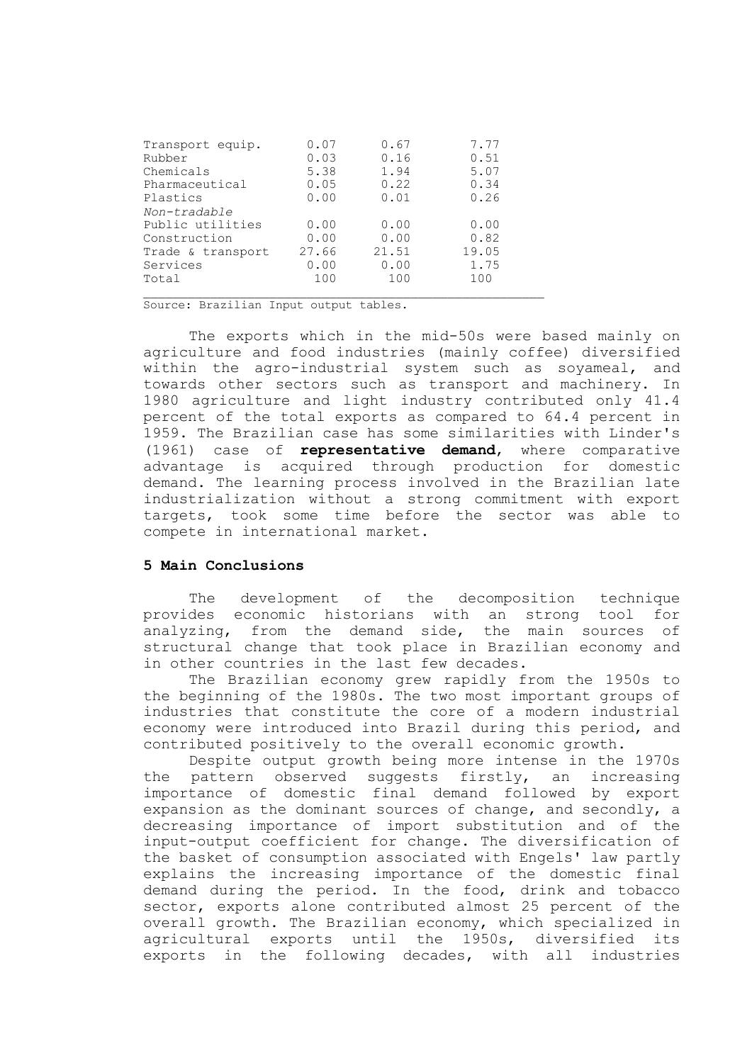| | | | |
|---|---|---|---|
| Transport equip. | 0.07 | 0.67 | 7.77 |
| Rubber | 0.03 | 0.16 | 0.51 |
| Chemicals | 5.38 | 1.94 | 5.07 |
| Pharmaceutical | 0.05 | 0.22 | 0.34 |
| Plastics | 0.00 | 0.01 | 0.26 |
| *Non-tradable* | | | |
| Public utilities | 0.00 | 0.00 | 0.00 |
| Construction | 0.00 | 0.00 | 0.82 |
| Trade & transport | 27.66 | 21.51 | 19.05 |
| Services | 0.00 | 0.00 | 1.75 |
| Total | 100 | 100 | 100 |

Source: Brazilian Input output tables.

The exports which in the mid-50s were based mainly on agriculture and food industries (mainly coffee) diversified within the agro-industrial system such as soyameal, and towards other sectors such as transport and machinery. In 1980 agriculture and light industry contributed only 41.4 percent of the total exports as compared to 64.4 percent in 1959. The Brazilian case has some similarities with Linder's (1961) case of **representative demand**, where comparative advantage is acquired through production for domestic demand. The learning process involved in the Brazilian late industrialization without a strong commitment with export targets, took some time before the sector was able to compete in international market.

## 5 Main Conclusions

The development of the decomposition technique provides economic historians with an strong tool for analyzing, from the demand side, the main sources of structural change that took place in Brazilian economy and in other countries in the last few decades.

The Brazilian economy grew rapidly from the 1950s to the beginning of the 1980s. The two most important groups of industries that constitute the core of a modern industrial economy were introduced into Brazil during this period, and contributed positively to the overall economic growth.

Despite output growth being more intense in the 1970s the pattern observed suggests firstly, an increasing importance of domestic final demand followed by export expansion as the dominant sources of change, and secondly, a decreasing importance of import substitution and of the input-output coefficient for change. The diversification of the basket of consumption associated with Engels' law partly explains the increasing importance of the domestic final demand during the period. In the food, drink and tobacco sector, exports alone contributed almost 25 percent of the overall growth. The Brazilian economy, which specialized in agricultural exports until the 1950s, diversified its exports in the following decades, with all industries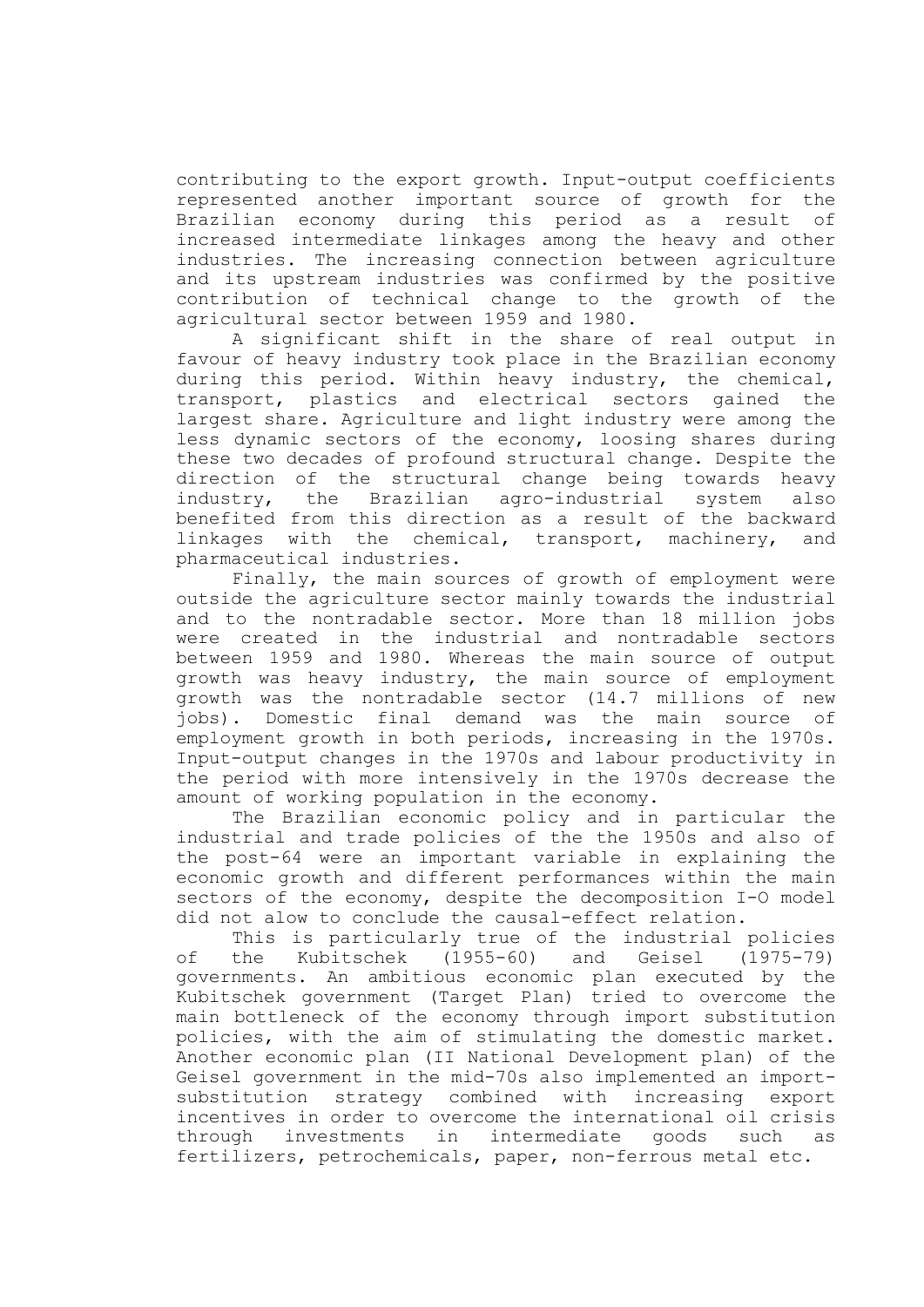contributing to the export growth. Input-output coefficients represented another important source of growth for the Brazilian economy during this period as a result of increased intermediate linkages among the heavy and other industries. The increasing connection between agriculture and its upstream industries was confirmed by the positive contribution of technical change to the growth of the agricultural sector between 1959 and 1980.

A significant shift in the share of real output in favour of heavy industry took place in the Brazilian economy during this period. Within heavy industry, the chemical, transport, plastics and electrical sectors gained the largest share. Agriculture and light industry were among the less dynamic sectors of the economy, loosing shares during these two decades of profound structural change. Despite the direction of the structural change being towards heavy industry, the Brazilian agro-industrial system also benefited from this direction as a result of the backward linkages with the chemical, transport, machinery, and pharmaceutical industries.

Finally, the main sources of growth of employment were outside the agriculture sector mainly towards the industrial and to the nontradable sector. More than 18 million jobs were created in the industrial and nontradable sectors between 1959 and 1980. Whereas the main source of output growth was heavy industry, the main source of employment growth was the nontradable sector (14.7 millions of new jobs). Domestic final demand was the main source of employment growth in both periods, increasing in the 1970s. Input-output changes in the 1970s and labour productivity in the period with more intensively in the 1970s decrease the amount of working population in the economy.

The Brazilian economic policy and in particular the industrial and trade policies of the the 1950s and also of the post-64 were an important variable in explaining the economic growth and different performances within the main sectors of the economy, despite the decomposition I-O model did not alow to conclude the causal-effect relation.

This is particularly true of the industrial policies of the Kubitschek (1955-60) and Geisel (1975-79) governments. An ambitious economic plan executed by the Kubitschek government (Target Plan) tried to overcome the main bottleneck of the economy through import substitution policies, with the aim of stimulating the domestic market. Another economic plan (II National Development plan) of the Geisel government in the mid-70s also implemented an import-substitution strategy combined with increasing export incentives in order to overcome the international oil crisis through investments in intermediate goods such as fertilizers, petrochemicals, paper, non-ferrous metal etc.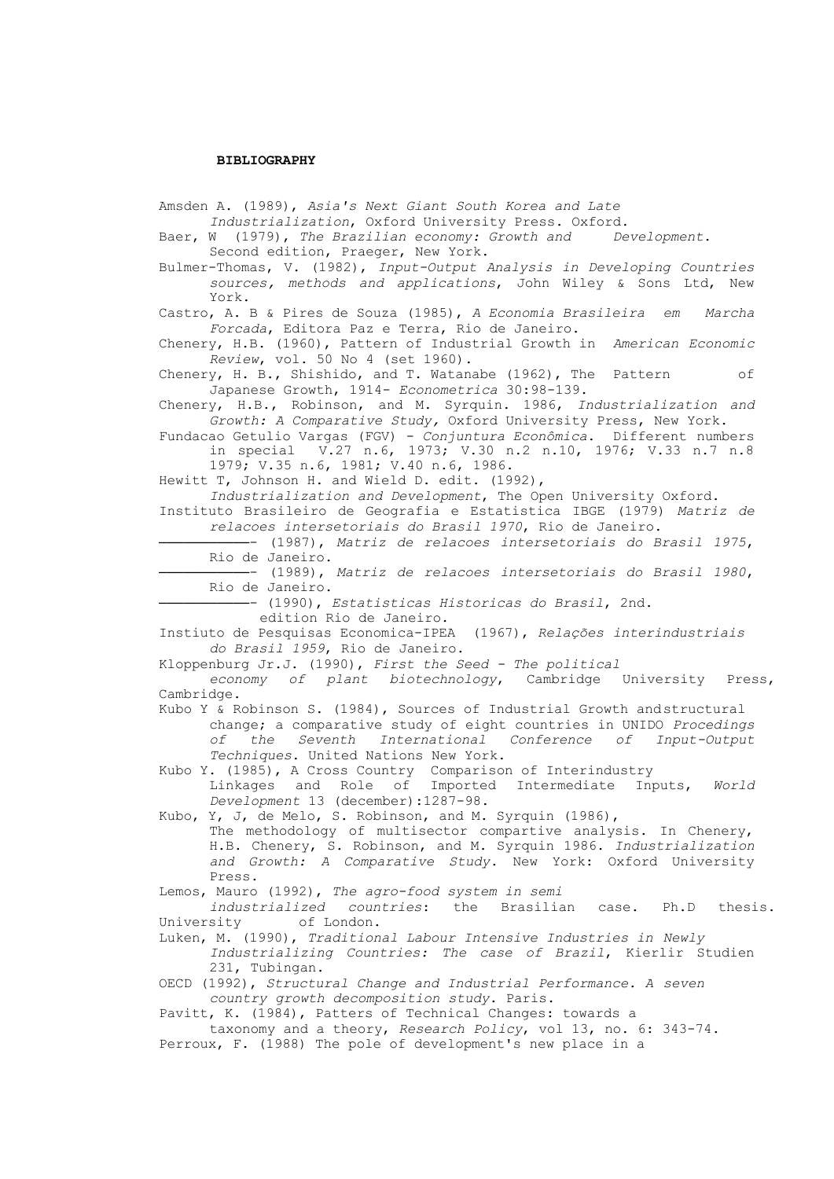**BIBLIOGRAPHY**

Amsden A. (1989), *Asia's Next Giant South Korea and Late Industrialization*, Oxford University Press. Oxford.

Baer, W (1979), *The Brazilian economy: Growth and Development*. Second edition, Praeger, New York.

Bulmer-Thomas, V. (1982), *Input-Output Analysis in Developing Countries sources, methods and applications*, John Wiley & Sons Ltd, New York.

Castro, A. B & Pires de Souza (1985), *A Economia Brasileira em Marcha Forcada*, Editora Paz e Terra, Rio de Janeiro.

Chenery, H.B. (1960), Pattern of Industrial Growth in *American Economic Review*, vol. 50 No 4 (set 1960).

Chenery, H. B., Shishido, and T. Watanabe (1962), The Pattern of Japanese Growth, 1914- *Econometrica* 30:98-139.

Chenery, H.B., Robinson, and M. Syrquin. 1986, *Industrialization and Growth: A Comparative Study,* Oxford University Press, New York.

Fundacao Getulio Vargas (FGV) - *Conjuntura Econômica*. Different numbers in special V.27 n.6, 1973; V.30 n.2 n.10, 1976; V.33 n.7 n.8 1979; V.35 n.6, 1981; V.40 n.6, 1986.

Hewitt T, Johnson H. and Wield D. edit. (1992), *Industrialization and Development*, The Open University Oxford.

Instituto Brasileiro de Geografia e Estatistica IBGE (1979) *Matriz de relacoes intersetoriais do Brasil 1970*, Rio de Janeiro.

————- (1987), *Matriz de relacoes intersetoriais do Brasil 1975*, Rio de Janeiro.

————- (1989), *Matriz de relacoes intersetoriais do Brasil 1980*, Rio de Janeiro.

————- (1990), *Estatisticas Historicas do Brasil*, 2nd. edition Rio de Janeiro.

Instiuto de Pesquisas Economica-IPEA (1967), *Relações interindustriais do Brasil 1959*, Rio de Janeiro.

Kloppenburg Jr.J. (1990), *First the Seed - The political economy of plant biotechnology*, Cambridge University Press, Cambridge.

Kubo Y & Robinson S. (1984), Sources of Industrial Growth andstructural change; a comparative study of eight countries in UNIDO *Procedings of the Seventh International Conference of Input-Output Techniques*. United Nations New York.

Kubo Y. (1985), A Cross Country Comparison of Interindustry Linkages and Role of Imported Intermediate Inputs, *World Development* 13 (december):1287-98.

Kubo, Y, J, de Melo, S. Robinson, and M. Syrquin (1986), The methodology of multisector compartive analysis. In Chenery, H.B. Chenery, S. Robinson, and M. Syrquin 1986. *Industrialization and Growth: A Comparative Study*. New York: Oxford University Press.

Lemos, Mauro (1992), *The agro-food system in semi industrialized countries*: the Brasilian case. Ph.D thesis. University of London.

Luken, M. (1990), *Traditional Labour Intensive Industries in Newly Industrializing Countries: The case of Brazil*, Kierlir Studien 231, Tubingan.

OECD (1992), *Structural Change and Industrial Performance. A seven country growth decomposition study*. Paris.

Pavitt, K. (1984), Patters of Technical Changes: towards a taxonomy and a theory, *Research Policy*, vol 13, no. 6: 343-74.

Perroux, F. (1988) The pole of development's new place in a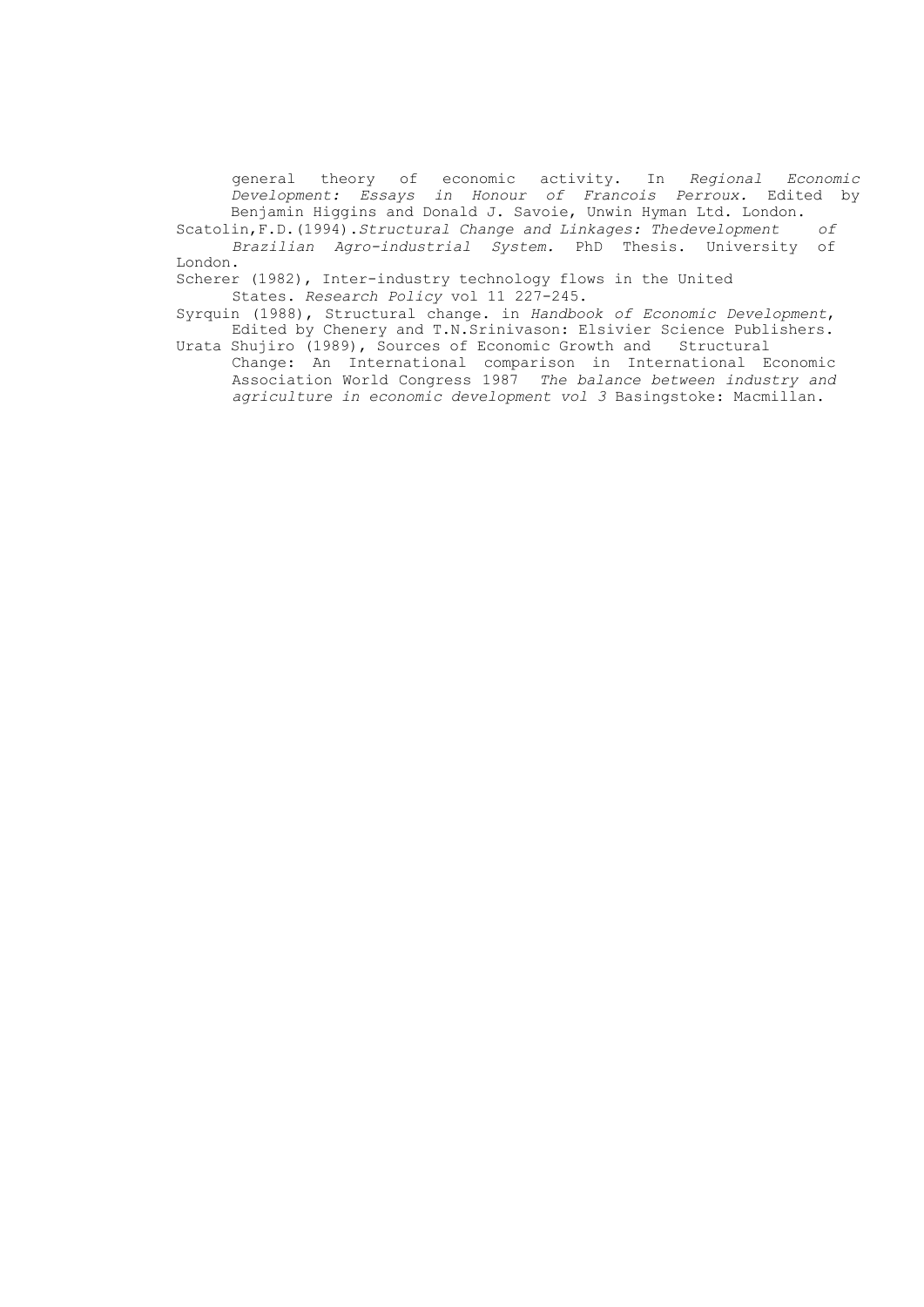general theory of economic activity. In *Regional Economic Development: Essays in Honour of Francois Perroux.* Edited by Benjamin Higgins and Donald J. Savoie, Unwin Hyman Ltd. London.

Scatolin,F.D.(1994).*Structural Change and Linkages: Thedevelopment of Brazilian Agro-industrial System.* PhD Thesis. University of London.

Scherer (1982), Inter-industry technology flows in the United States. *Research Policy* vol 11 227-245.

Syrquin (1988), Structural change. in *Handbook of Economic Development*, Edited by Chenery and T.N.Srinivason: Elsivier Science Publishers.

Urata Shujiro (1989), Sources of Economic Growth and Structural Change: An International comparison in International Economic Association World Congress 1987 *The balance between industry and agriculture in economic development vol 3* Basingstoke: Macmillan.